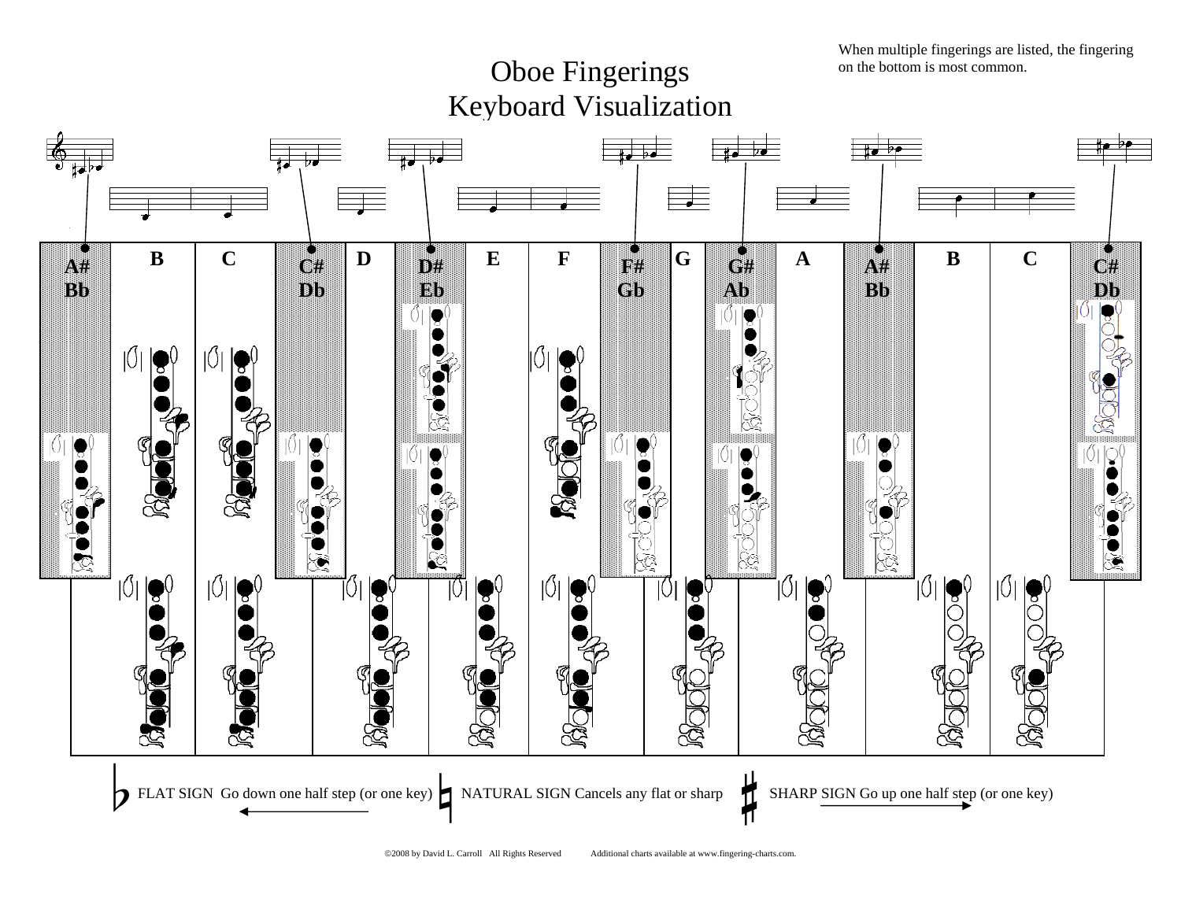When multiple fingerings are listed, the fingering on the bottom is most common.

# Oboe Fingerings
## Keyboard Visualization

A# Bb | B | C | C# Db | D | D# Eb | E | F | F# Gb | G | G# Ab | A | A# Bb | B | C | C# Db

FLAT SIGN Go down one half step (or one key)

NATURAL SIGN Cancels any flat or sharp

SHARP SIGN Go up one half step (or one key)

©2008 by David L. Carroll All Rights Reserved Additional charts available at www.fingering-charts.com.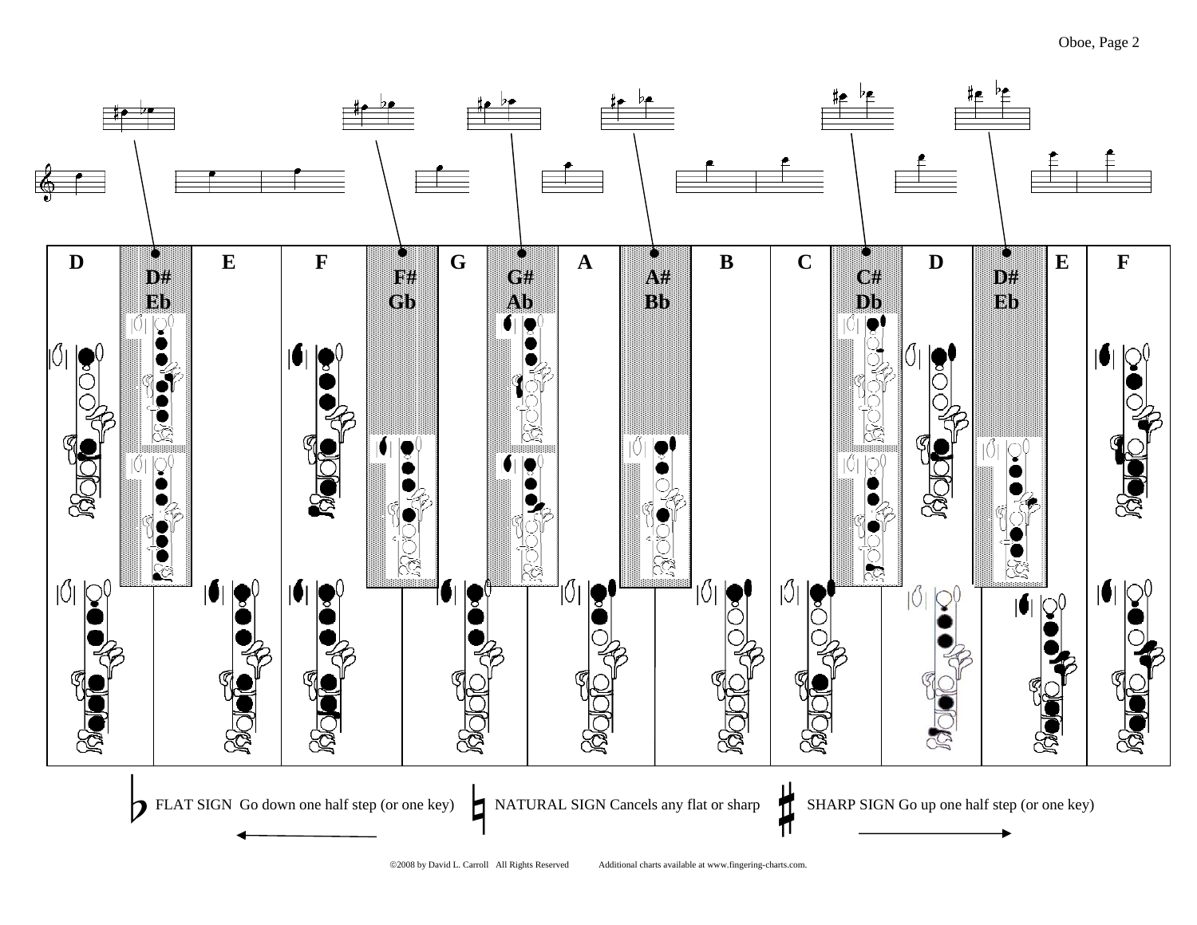| D | D# Eb | E | F | F# Gb | G | G# Ab | A | A# Bb | B | C | C# Db | D | D# Eb | E | F |
|---|---|---|---|---|---|---|---|---|---|---|---|---|---|---|---|

♭ FLAT SIGN Go down one half step (or one key)   ♮ NATURAL SIGN Cancels any flat or sharp   ♯ SHARP SIGN Go up one half step (or one key)

©2008 by David L. Carroll All Rights Reserved     Additional charts available at www.fingering-charts.com.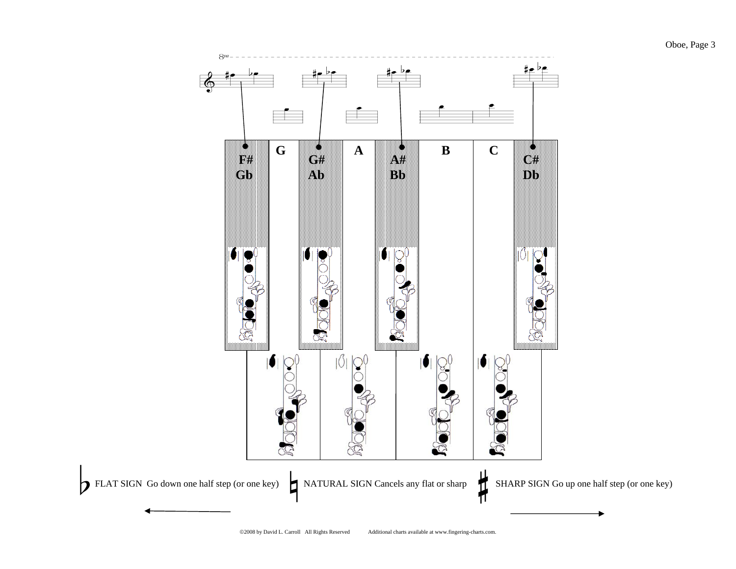8va

**F# Gb** | **G** | **G# Ab** | **A** | **A# Bb** | **B** | **C** | **C# Db**

FLAT SIGN Go down one half step (or one key)

NATURAL SIGN Cancels any flat or sharp

SHARP SIGN Go up one half step (or one key)

©2008 by David L. Carroll All Rights Reserved Additional charts available at www.fingering-charts.com.